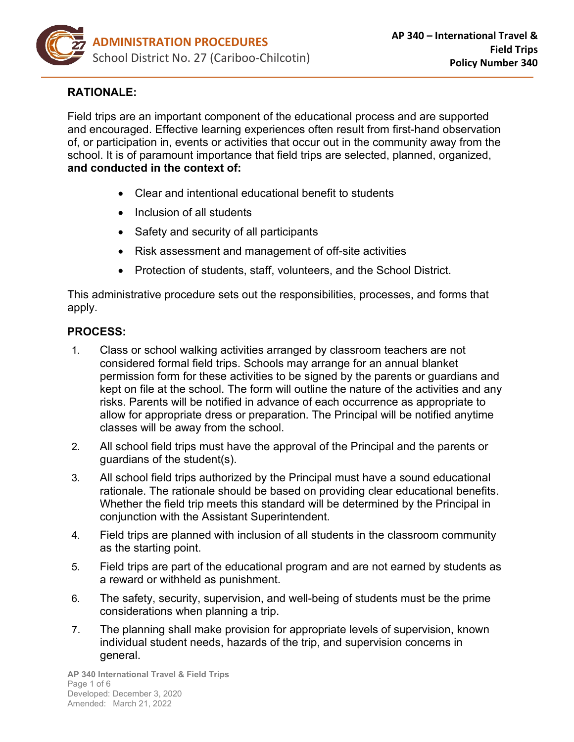## RATIONALE:

Field trips are an important component of the educational process and are supported and encouraged. Effective learning experiences often result from first-hand observation of, or participation in, events or activities that occur out in the community away from the school. It is of paramount importance that field trips are selected, planned, organized, **and conducted in the context of:**

- Clear and intentional educational benefit to students
- Inclusion of all students
- Safety and security of all participants
- Risk assessment and management of off-site activities
- Protection of students, staff, volunteers, and the School District.

This administrative procedure sets out the responsibilities, processes, and forms that apply.

## PROCESS:

1. Class or school walking activities arranged by classroom teachers are not considered formal field trips. Schools may arrange for an annual blanket permission form for these activities to be signed by the parents or guardians and kept on file at the school. The form will outline the nature of the activities and any risks. Parents will be notified in advance of each occurrence as appropriate to allow for appropriate dress or preparation. The Principal will be notified anytime classes will be away from the school.
2. All school field trips must have the approval of the Principal and the parents or guardians of the student(s).
3. All school field trips authorized by the Principal must have a sound educational rationale. The rationale should be based on providing clear educational benefits. Whether the field trip meets this standard will be determined by the Principal in conjunction with the Assistant Superintendent.
4. Field trips are planned with inclusion of all students in the classroom community as the starting point.
5. Field trips are part of the educational program and are not earned by students as a reward or withheld as punishment.
6. The safety, security, supervision, and well-being of students must be the prime considerations when planning a trip.
7. The planning shall make provision for appropriate levels of supervision, known individual student needs, hazards of the trip, and supervision concerns in general.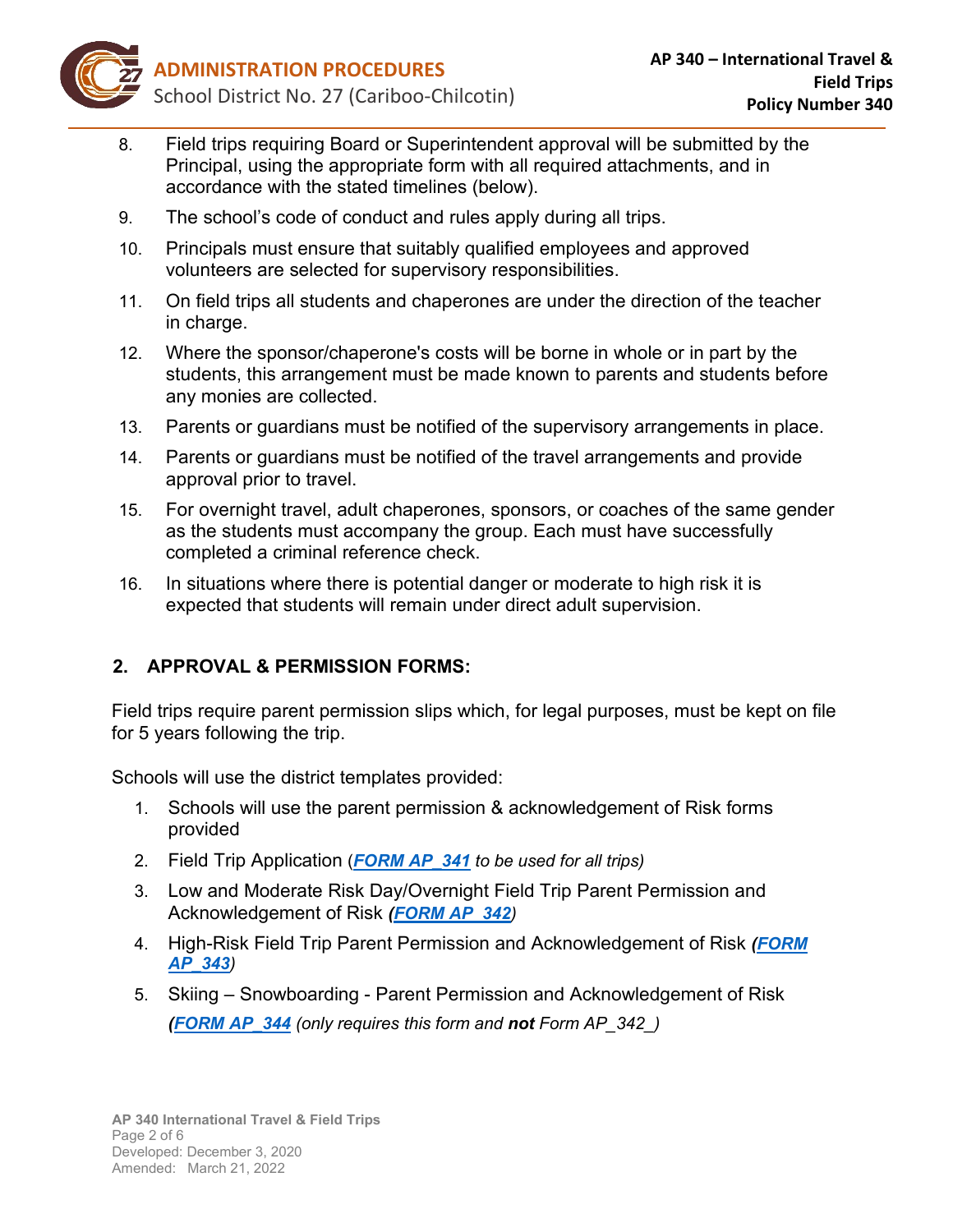8. Field trips requiring Board or Superintendent approval will be submitted by the Principal, using the appropriate form with all required attachments, and in accordance with the stated timelines (below).
9. The school's code of conduct and rules apply during all trips.
10. Principals must ensure that suitably qualified employees and approved volunteers are selected for supervisory responsibilities.
11. On field trips all students and chaperones are under the direction of the teacher in charge.
12. Where the sponsor/chaperone's costs will be borne in whole or in part by the students, this arrangement must be made known to parents and students before any monies are collected.
13. Parents or guardians must be notified of the supervisory arrangements in place.
14. Parents or guardians must be notified of the travel arrangements and provide approval prior to travel.
15. For overnight travel, adult chaperones, sponsors, or coaches of the same gender as the students must accompany the group. Each must have successfully completed a criminal reference check.
16. In situations where there is potential danger or moderate to high risk it is expected that students will remain under direct adult supervision.

## 2. APPROVAL & PERMISSION FORMS:

Field trips require parent permission slips which, for legal purposes, must be kept on file for 5 years following the trip.

Schools will use the district templates provided:

1. Schools will use the parent permission & acknowledgement of Risk forms provided
2. Field Trip Application (***FORM AP_341*** *to be used for all trips)*
3. Low and Moderate Risk Day/Overnight Field Trip Parent Permission and Acknowledgement of Risk ***(FORM AP_342****)*
4. High-Risk Field Trip Parent Permission and Acknowledgement of Risk ***(FORM AP_343****)*
5. Skiing – Snowboarding - Parent Permission and Acknowledgement of Risk ***(FORM AP_344*** *(only requires this form and* ***not*** *Form AP_342_)*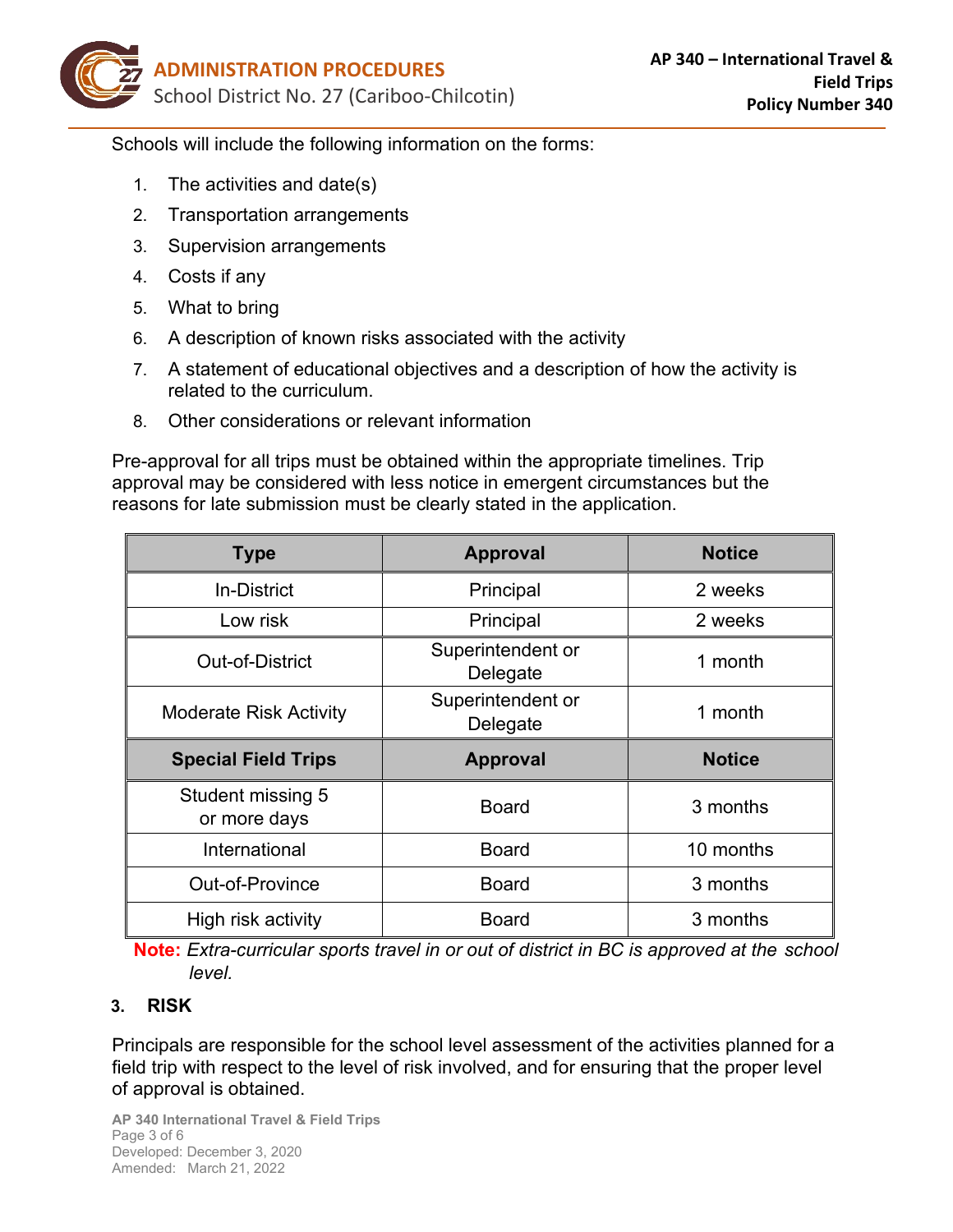Schools will include the following information on the forms:

1. The activities and date(s)
2. Transportation arrangements
3. Supervision arrangements
4. Costs if any
5. What to bring
6. A description of known risks associated with the activity
7. A statement of educational objectives and a description of how the activity is related to the curriculum.
8. Other considerations or relevant information

Pre-approval for all trips must be obtained within the appropriate timelines. Trip approval may be considered with less notice in emergent circumstances but the reasons for late submission must be clearly stated in the application.

| Type | Approval | Notice |
|---|---|---|
| In-District | Principal | 2 weeks |
| Low risk | Principal | 2 weeks |
| Out-of-District | Superintendent or Delegate | 1 month |
| Moderate Risk Activity | Superintendent or Delegate | 1 month |
| **Special Field Trips** | **Approval** | **Notice** |
| Student missing 5 or more days | Board | 3 months |
| International | Board | 10 months |
| Out-of-Province | Board | 3 months |
| High risk activity | Board | 3 months |

**Note:** *Extra-curricular sports travel in or out of district in BC is approved at the school level.*

### 3. RISK

Principals are responsible for the school level assessment of the activities planned for a field trip with respect to the level of risk involved, and for ensuring that the proper level of approval is obtained.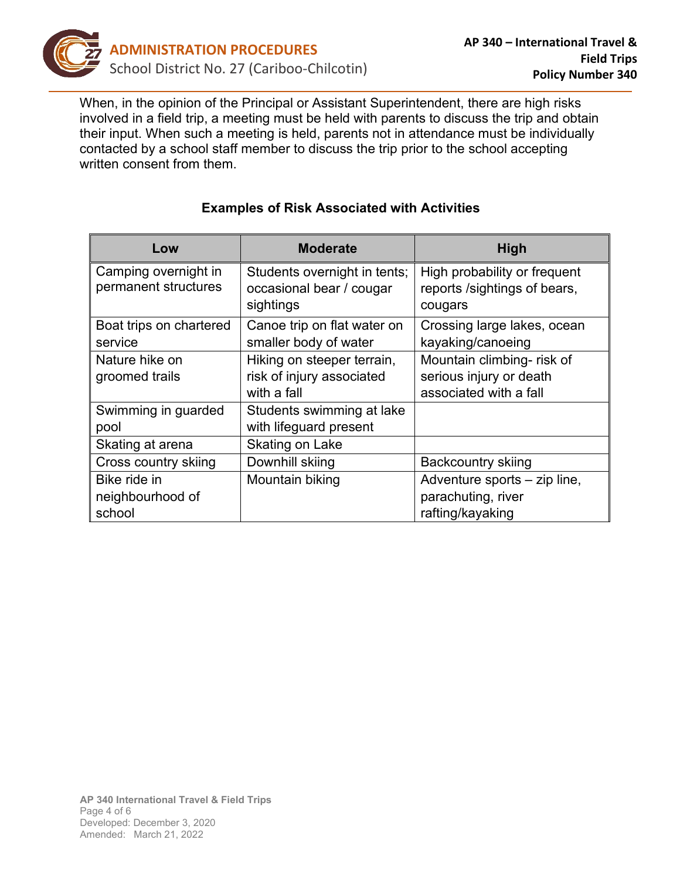When, in the opinion of the Principal or Assistant Superintendent, there are high risks involved in a field trip, a meeting must be held with parents to discuss the trip and obtain their input. When such a meeting is held, parents not in attendance must be individually contacted by a school staff member to discuss the trip prior to the school accepting written consent from them.

**Examples of Risk Associated with Activities**

| Low | Moderate | High |
|---|---|---|
| Camping overnight in permanent structures | Students overnight in tents; occasional bear / cougar sightings | High probability or frequent reports /sightings of bears, cougars |
| Boat trips on chartered service | Canoe trip on flat water on smaller body of water | Crossing large lakes, ocean kayaking/canoeing |
| Nature hike on groomed trails | Hiking on steeper terrain, risk of injury associated with a fall | Mountain climbing- risk of serious injury or death associated with a fall |
| Swimming in guarded pool | Students swimming at lake with lifeguard present | |
| Skating at arena | Skating on Lake | |
| Cross country skiing | Downhill skiing | Backcountry skiing |
| Bike ride in neighbourhood of school | Mountain biking | Adventure sports – zip line, parachuting, river rafting/kayaking |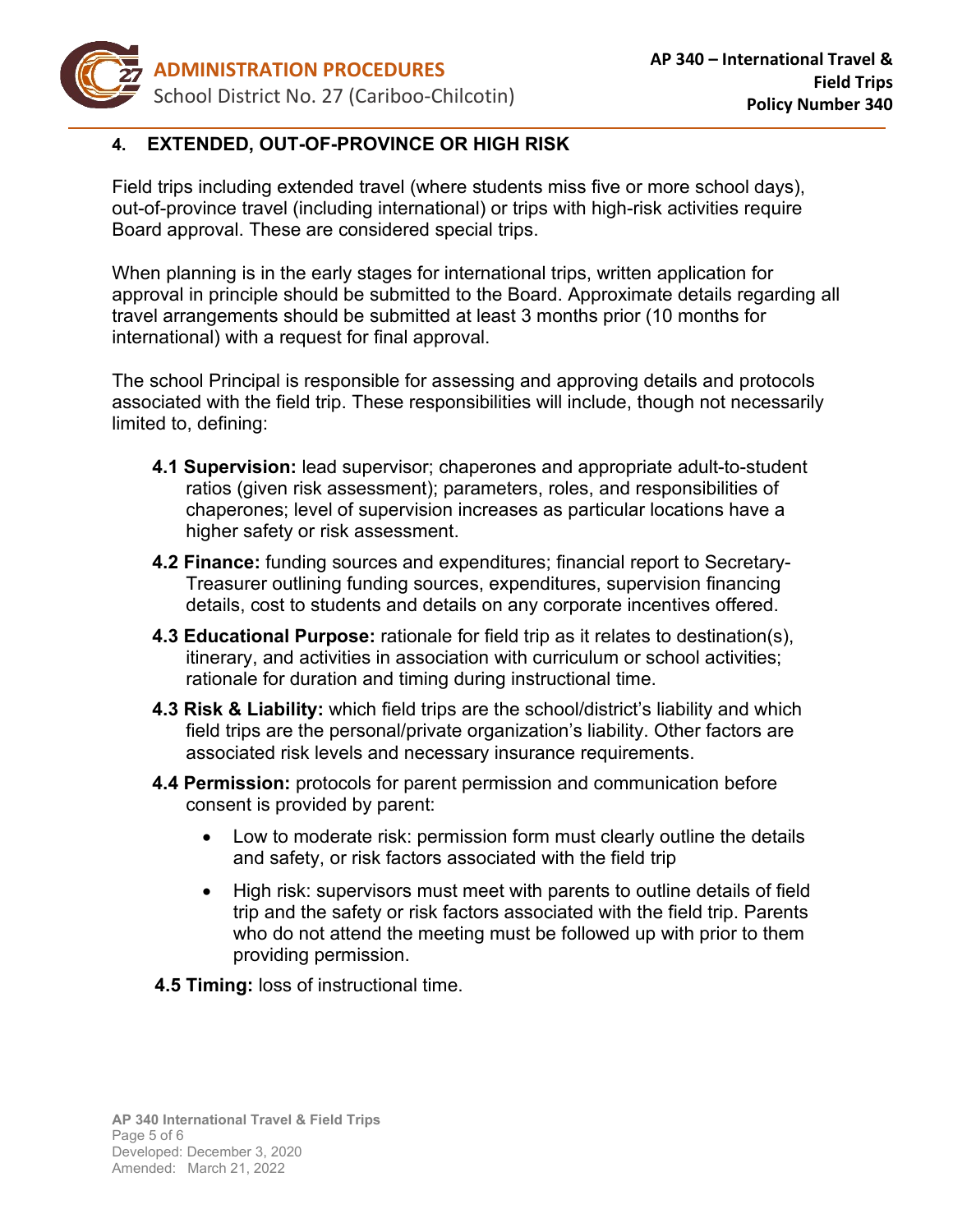## 4. EXTENDED, OUT-OF-PROVINCE OR HIGH RISK

Field trips including extended travel (where students miss five or more school days), out-of-province travel (including international) or trips with high-risk activities require Board approval. These are considered special trips.

When planning is in the early stages for international trips, written application for approval in principle should be submitted to the Board. Approximate details regarding all travel arrangements should be submitted at least 3 months prior (10 months for international) with a request for final approval.

The school Principal is responsible for assessing and approving details and protocols associated with the field trip. These responsibilities will include, though not necessarily limited to, defining:

**4.1 Supervision:** lead supervisor; chaperones and appropriate adult-to-student ratios (given risk assessment); parameters, roles, and responsibilities of chaperones; level of supervision increases as particular locations have a higher safety or risk assessment.

**4.2 Finance:** funding sources and expenditures; financial report to Secretary-Treasurer outlining funding sources, expenditures, supervision financing details, cost to students and details on any corporate incentives offered.

**4.3 Educational Purpose:** rationale for field trip as it relates to destination(s), itinerary, and activities in association with curriculum or school activities; rationale for duration and timing during instructional time.

**4.3 Risk & Liability:** which field trips are the school/district's liability and which field trips are the personal/private organization's liability. Other factors are associated risk levels and necessary insurance requirements.

**4.4 Permission:** protocols for parent permission and communication before consent is provided by parent:

- Low to moderate risk: permission form must clearly outline the details and safety, or risk factors associated with the field trip
- High risk: supervisors must meet with parents to outline details of field trip and the safety or risk factors associated with the field trip. Parents who do not attend the meeting must be followed up with prior to them providing permission.

**4.5 Timing:** loss of instructional time.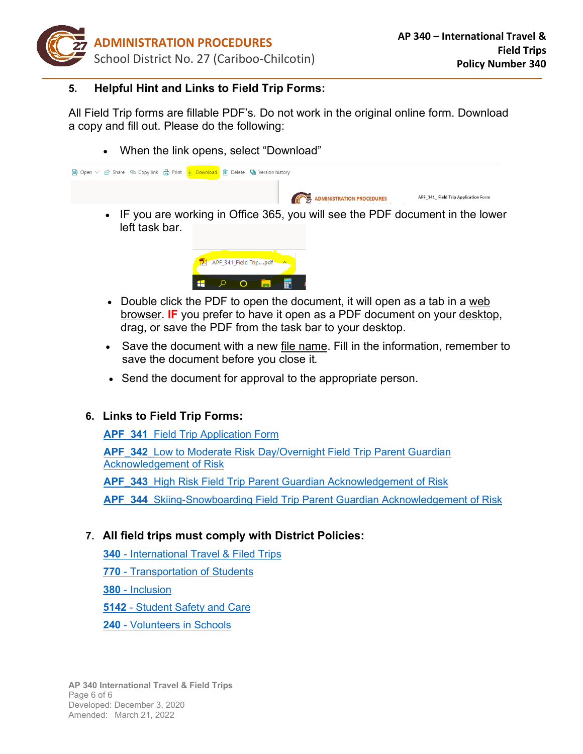## 5. Helpful Hint and Links to Field Trip Forms:

All Field Trip forms are fillable PDF's. Do not work in the original online form. Download a copy and fill out. Please do the following:

- When the link opens, select "Download"
- IF you are working in Office 365, you will see the PDF document in the lower left task bar.
- Double click the PDF to open the document, it will open as a tab in a web browser. **IF** you prefer to have it open as a PDF document on your desktop, drag, or save the PDF from the task bar to your desktop.
- Save the document with a new file name. Fill in the information, remember to save the document before you close it.
- Send the document for approval to the appropriate person.

## 6. Links to Field Trip Forms:

**APF_341** Field Trip Application Form

**APF_342** Low to Moderate Risk Day/Overnight Field Trip Parent Guardian Acknowledgement of Risk

**APF_343** High Risk Field Trip Parent Guardian Acknowledgement of Risk

**APF_344** Skiing-Snowboarding Field Trip Parent Guardian Acknowledgement of Risk

## 7. All field trips must comply with District Policies:

**340** - International Travel & Filed Trips

**770** - Transportation of Students

**380** - Inclusion

**5142** - Student Safety and Care

**240** - Volunteers in Schools

AP 340 International Travel & Field Trips
Developed: December 3, 2020
Amended: March 21, 2022